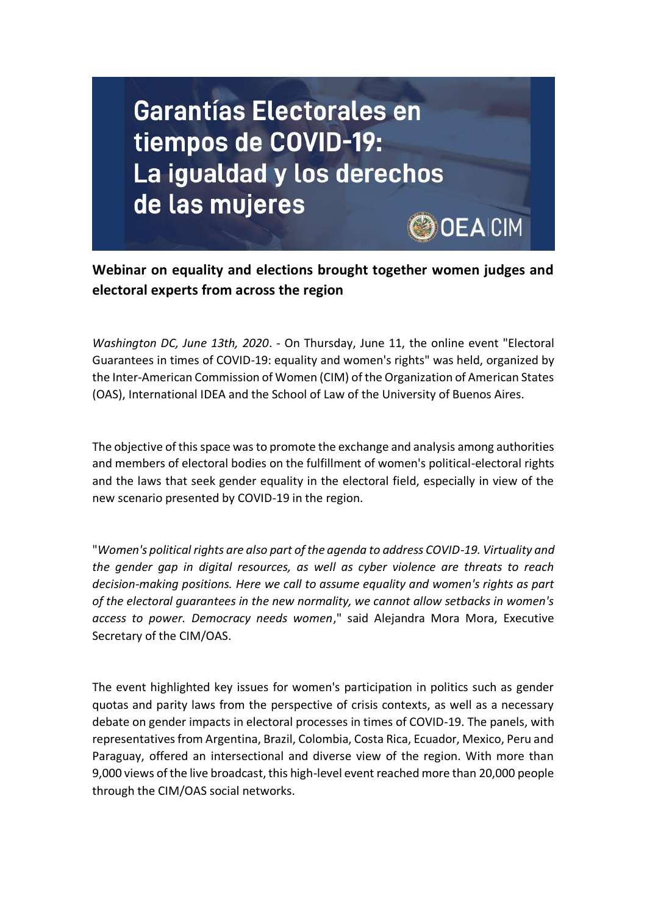Garantías Electorales en tiempos de COVID-19: La igualdad y los derechos de las mujeres

OEA|CIM

## Webinar on equality and elections brought together women judges and electoral experts from across the region

*Washington DC, June 13th, 2020*. - On Thursday, June 11, the online event "Electoral Guarantees in times of COVID-19: equality and women's rights" was held, organized by the Inter-American Commission of Women (CIM) of the Organization of American States (OAS), International IDEA and the School of Law of the University of Buenos Aires.

The objective of this space was to promote the exchange and analysis among authorities and members of electoral bodies on the fulfillment of women's political-electoral rights and the laws that seek gender equality in the electoral field, especially in view of the new scenario presented by COVID-19 in the region.

"*Women's political rights are also part of the agenda to address COVID-19. Virtuality and the gender gap in digital resources, as well as cyber violence are threats to reach decision-making positions. Here we call to assume equality and women's rights as part of the electoral guarantees in the new normality, we cannot allow setbacks in women's access to power. Democracy needs women*," said Alejandra Mora Mora, Executive Secretary of the CIM/OAS.

The event highlighted key issues for women's participation in politics such as gender quotas and parity laws from the perspective of crisis contexts, as well as a necessary debate on gender impacts in electoral processes in times of COVID-19. The panels, with representatives from Argentina, Brazil, Colombia, Costa Rica, Ecuador, Mexico, Peru and Paraguay, offered an intersectional and diverse view of the region. With more than 9,000 views of the live broadcast, this high-level event reached more than 20,000 people through the CIM/OAS social networks.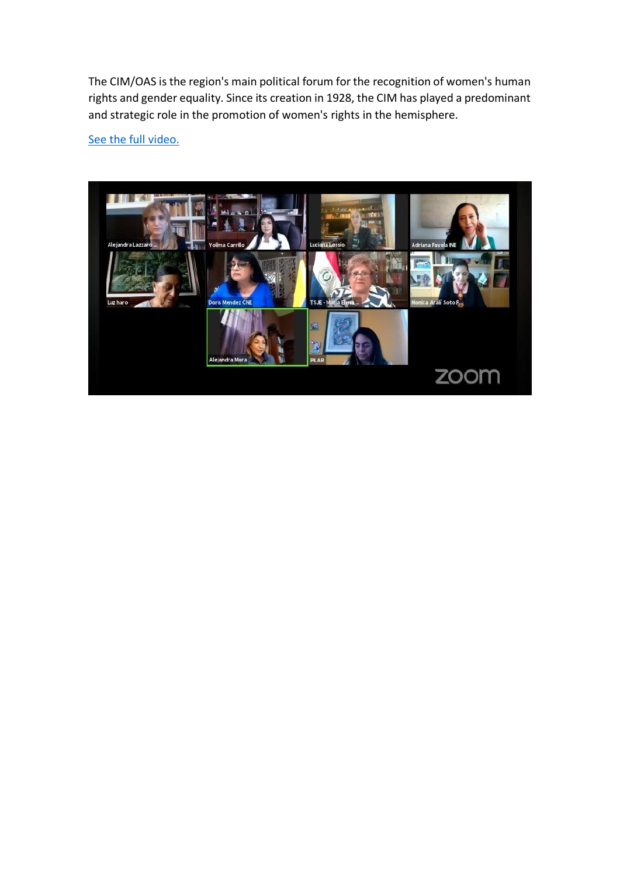The CIM/OAS is the region's main political forum for the recognition of women's human rights and gender equality. Since its creation in 1928, the CIM has played a predominant and strategic role in the promotion of women's rights in the hemisphere.

See the full video.